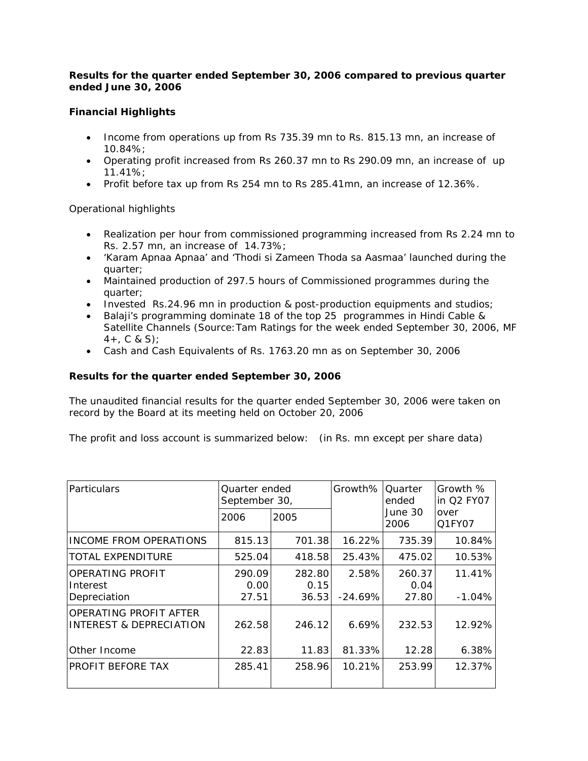**Results for the quarter ended September 30, 2006 compared to previous quarter ended June 30, 2006**

**Financial Highlights**

- Income from operations up from Rs 735.39 mn to Rs. 815.13 mn, an increase of 10.84%;
- Operating profit increased from Rs 260.37 mn to Rs 290.09 mn, an increase of up 11.41%;
- Profit before tax up from Rs 254 mn to Rs 285.41mn, an increase of 12.36%.

Operational highlights

- Realization per hour from commissioned programming increased from Rs 2.24 mn to Rs. 2.57 mn, an increase of 14.73%;
- 'Karam Apnaa Apnaa' and 'Thodi si Zameen Thoda sa Aasmaa' launched during the quarter;
- Maintained production of 297.5 hours of Commissioned programmes during the quarter;
- Invested Rs.24.96 mn in production & post-production equipments and studios;
- Balaji's programming dominate 18 of the top 25 programmes in Hindi Cable & Satellite Channels (Source:Tam Ratings for the week ended September 30, 2006, MF 4+, C & S);
- Cash and Cash Equivalents of Rs. 1763.20 mn as on September 30, 2006

**Results for the quarter ended September 30, 2006**

The unaudited financial results for the quarter ended September 30, 2006 were taken on record by the Board at its meeting held on October 20, 2006

The profit and loss account is summarized below: (in Rs. mn except per share data)

| Particulars | Quarter ended September 30, | | Growth% | Quarter ended June 30 2006 | Growth % in Q2 FY07 over Q1FY07 |
|---|---|---|---|---|---|
| | 2006 | 2005 | | | |
| INCOME FROM OPERATIONS | 815.13 | 701.38 | 16.22% | 735.39 | 10.84% |
| TOTAL EXPENDITURE | 525.04 | 418.58 | 25.43% | 475.02 | 10.53% |
| OPERATING PROFIT | 290.09 | 282.80 | 2.58% | 260.37 | 11.41% |
| Interest | 0.00 | 0.15 | | 0.04 | |
| Depreciation | 27.51 | 36.53 | -24.69% | 27.80 | -1.04% |
| OPERATING PROFIT AFTER INTEREST & DEPRECIATION | 262.58 | 246.12 | 6.69% | 232.53 | 12.92% |
| Other Income | 22.83 | 11.83 | 81.33% | 12.28 | 6.38% |
| PROFIT BEFORE TAX | 285.41 | 258.96 | 10.21% | 253.99 | 12.37% |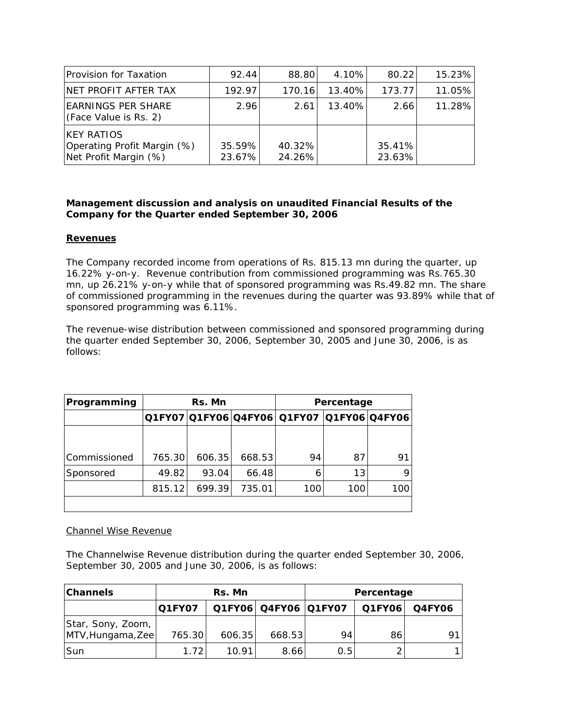| Provision for Taxation | 92.44 | 88.80 | 4.10% | 80.22 | 15.23% |
|---|---|---|---|---|---|
| NET PROFIT AFTER TAX | 192.97 | 170.16 | 13.40% | 173.77 | 11.05% |
| EARNINGS PER SHARE (Face Value is Rs. 2) | 2.96 | 2.61 | 13.40% | 2.66 | 11.28% |
| KEY RATIOS<br>Operating Profit Margin (%)<br>Net Profit Margin (%) | <br>35.59%<br>23.67% | <br>40.32%<br>24.26% | | <br>35.41%<br>23.63% | |

**Management discussion and analysis on unaudited Financial Results of the Company for the Quarter ended September 30, 2006**

**Revenues**

The Company recorded income from operations of Rs. 815.13 mn during the quarter, up 16.22% y-on-y. Revenue contribution from commissioned programming was Rs.765.30 mn, up 26.21% y-on-y while that of sponsored programming was Rs.49.82 mn. The share of commissioned programming in the revenues during the quarter was 93.89% while that of sponsored programming was 6.11%.

The revenue-wise distribution between commissioned and sponsored programming during the quarter ended September 30, 2006, September 30, 2005 and June 30, 2006, is as follows:

| Programming | Rs. Mn | | | Percentage | | |
|---|---|---|---|---|---|---|
| | Q1FY07 | Q1FY06 | Q4FY06 | Q1FY07 | Q1FY06 | Q4FY06 |
| Commissioned | 765.30 | 606.35 | 668.53 | 94 | 87 | 91 |
| Sponsored | 49.82 | 93.04 | 66.48 | 6 | 13 | 9 |
| | 815.12 | 699.39 | 735.01 | 100 | 100 | 100 |

Channel Wise Revenue

The Channelwise Revenue distribution during the quarter ended September 30, 2006, September 30, 2005 and June 30, 2006, is as follows:

| Channels | Rs. Mn | | | Percentage | | |
|---|---|---|---|---|---|---|
| | Q1FY07 | Q1FY06 | Q4FY06 | Q1FY07 | Q1FY06 | Q4FY06 |
| Star, Sony, Zoom, MTV,Hungama,Zee | 765.30 | 606.35 | 668.53 | 94 | 86 | 91 |
| Sun | 1.72 | 10.91 | 8.66 | 0.5 | 2 | 1 |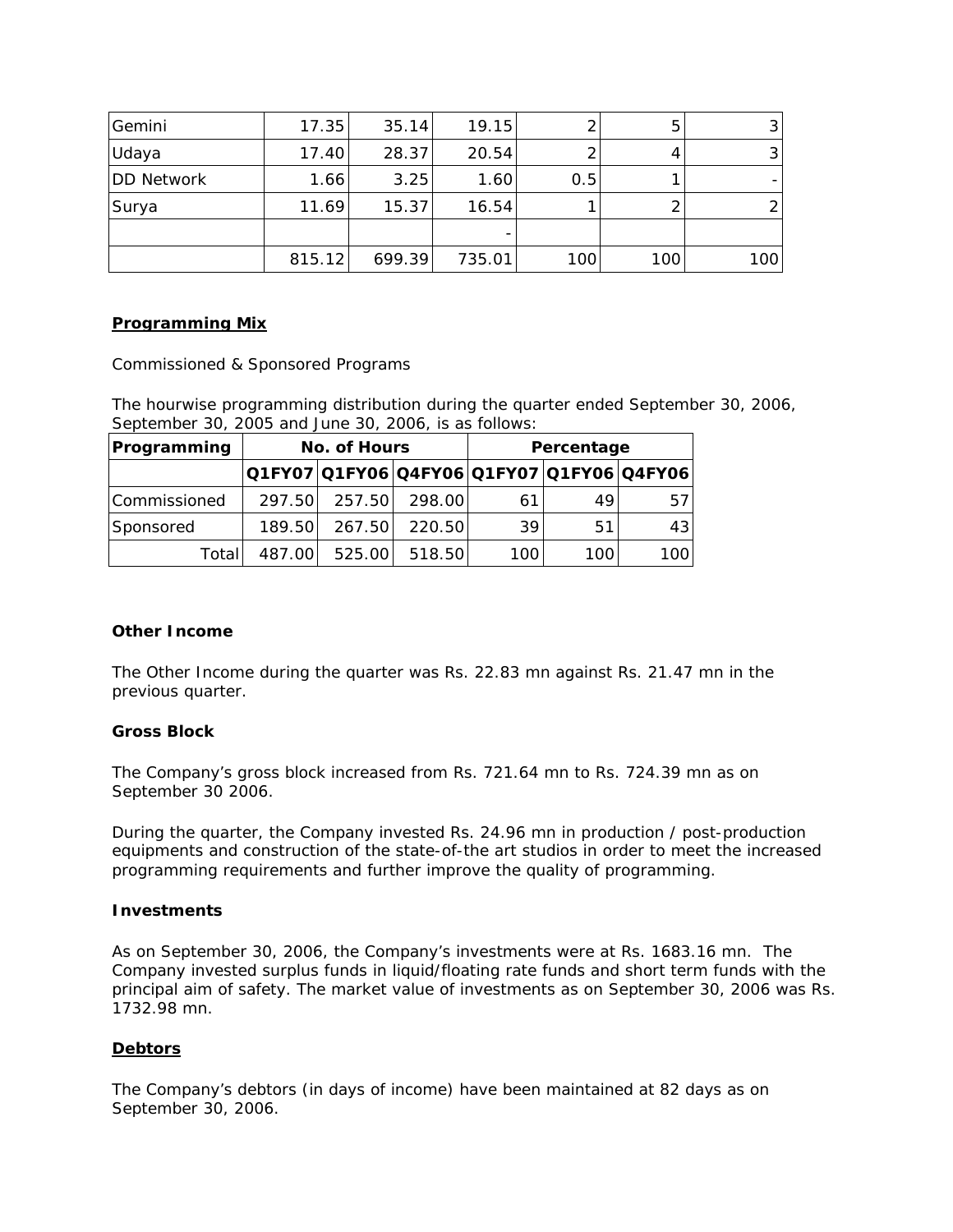| | | | | | | |
|---|---|---|---|---|---|---|
| Gemini | 17.35 | 35.14 | 19.15 | 2 | 5 | 3 |
| Udaya | 17.40 | 28.37 | 20.54 | 2 | 4 | 3 |
| DD Network | 1.66 | 3.25 | 1.60 | 0.5 | 1 | - |
| Surya | 11.69 | 15.37 | 16.54 | 1 | 2 | 2 |
| | | | - | | | |
| | 815.12 | 699.39 | 735.01 | 100 | 100 | 100 |

**Programming Mix**

Commissioned & Sponsored Programs

The hourwise programming distribution during the quarter ended September 30, 2006, September 30, 2005 and June 30, 2006, is as follows:

| Programming | No. of Hours | | | Percentage | | |
|---|---|---|---|---|---|---|
| | Q1FY07 | Q1FY06 | Q4FY06 | Q1FY07 | Q1FY06 | Q4FY06 |
| Commissioned | 297.50 | 257.50 | 298.00 | 61 | 49 | 57 |
| Sponsored | 189.50 | 267.50 | 220.50 | 39 | 51 | 43 |
| Total | 487.00 | 525.00 | 518.50 | 100 | 100 | 100 |

**Other Income**

The Other Income during the quarter was Rs. 22.83 mn against Rs. 21.47 mn in the previous quarter.

**Gross Block**

The Company's gross block increased from Rs. 721.64 mn to Rs. 724.39 mn as on September 30 2006.

During the quarter, the Company invested Rs. 24.96 mn in production / post-production equipments and construction of the state-of-the art studios in order to meet the increased programming requirements and further improve the quality of programming.

**Investments**

As on September 30, 2006, the Company's investments were at Rs. 1683.16 mn. The Company invested surplus funds in liquid/floating rate funds and short term funds with the principal aim of safety. The market value of investments as on September 30, 2006 was Rs. 1732.98 mn.

**Debtors**

The Company's debtors (in days of income) have been maintained at 82 days as on September 30, 2006.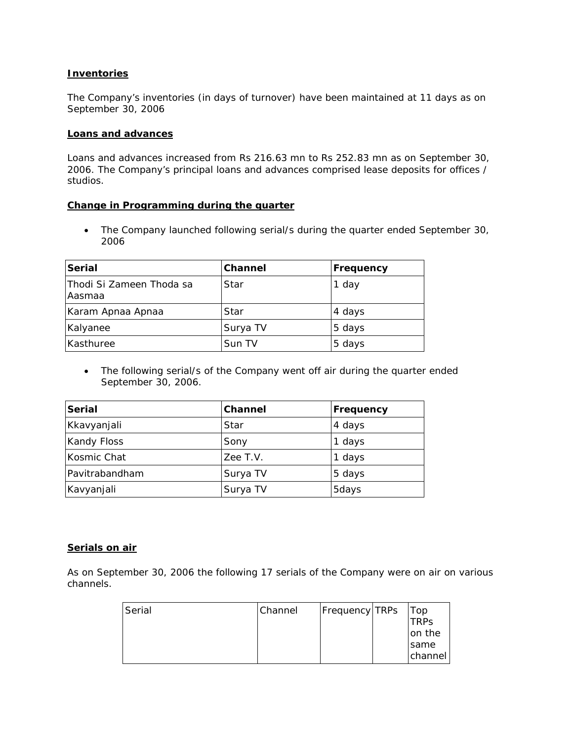**Inventories**

The Company's inventories (in days of turnover) have been maintained at 11 days as on September 30, 2006

**Loans and advances**

Loans and advances increased from Rs 216.63 mn to Rs 252.83 mn as on September 30, 2006. The Company's principal loans and advances comprised lease deposits for offices / studios.

**Change in Programming during the quarter**

- The Company launched following serial/s during the quarter ended September 30, 2006

| Serial | Channel | Frequency |
|---|---|---|
| Thodi Si Zameen Thoda sa Aasmaa | Star | 1 day |
| Karam Apnaa Apnaa | Star | 4 days |
| Kalyanee | Surya TV | 5 days |
| Kasthuree | Sun TV | 5 days |

- The following serial/s of the Company went off air during the quarter ended September 30, 2006.

| Serial | Channel | Frequency |
|---|---|---|
| Kkavyanjali | Star | 4 days |
| Kandy Floss | Sony | 1 days |
| Kosmic Chat | Zee T.V. | 1 days |
| Pavitrabandham | Surya TV | 5 days |
| Kavyanjali | Surya TV | 5days |

**Serials on air**

As on September 30, 2006 the following 17 serials of the Company were on air on various channels.

| Serial | Channel | Frequency | TRPs | Top TRPs on the same channel |
|---|---|---|---|---|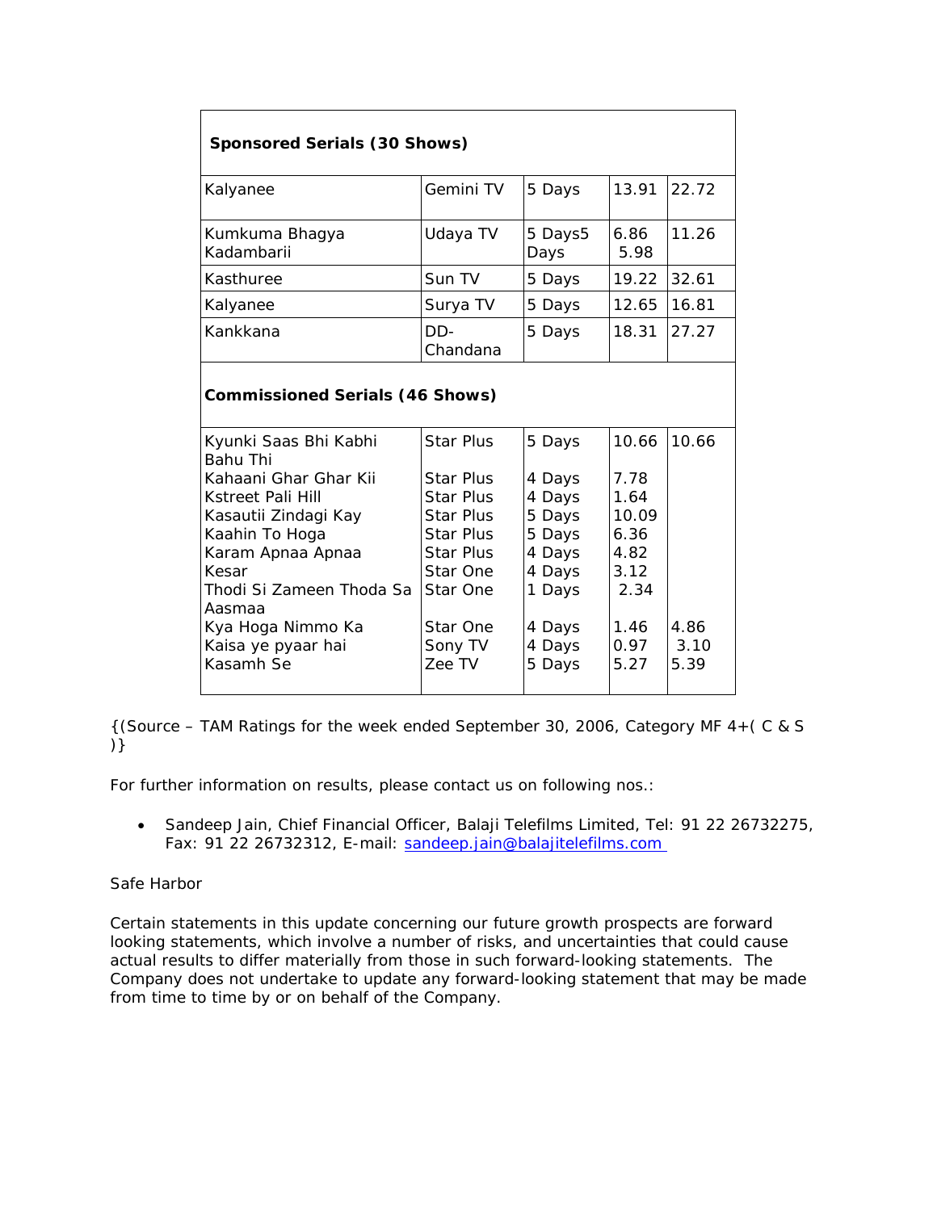| | | | | |
|---|---|---|---|---|
| **Sponsored Serials (30 Shows)** | | | | |
| Kalyanee | Gemini TV | 5 Days | 13.91 | 22.72 |
| Kumkuma Bhagya Kadambarii | Udaya TV | 5 Days5 Days | 6.86 5.98 | 11.26 |
| Kasthuree | Sun TV | 5 Days | 19.22 | 32.61 |
| Kalyanee | Surya TV | 5 Days | 12.65 | 16.81 |
| Kankkana | DD-Chandana | 5 Days | 18.31 | 27.27 |
| **Commissioned Serials (46 Shows)** | | | | |
| Kyunki Saas Bhi Kabhi Bahu Thi | Star Plus | 5 Days | 10.66 | 10.66 |
| Kahaani Ghar Ghar Kii | Star Plus | 4 Days | 7.78 | |
| Kstreet Pali Hill | Star Plus | 4 Days | 1.64 | |
| Kasautii Zindagi Kay | Star Plus | 5 Days | 10.09 | |
| Kaahin To Hoga | Star Plus | 5 Days | 6.36 | |
| Karam Apnaa Apnaa | Star Plus | 4 Days | 4.82 | |
| Kesar | Star One | 4 Days | 3.12 | |
| Thodi Si Zameen Thoda Sa Aasmaa | Star One | 1 Days | 2.34 | |
| Kya Hoga Nimmo Ka | Star One | 4 Days | 1.46 | 4.86 |
| Kaisa ye pyaar hai | Sony TV | 4 Days | 0.97 | 3.10 |
| Kasamh Se | Zee TV | 5 Days | 5.27 | 5.39 |

{(Source – TAM Ratings for the week ended September 30, 2006, Category MF 4+( C & S )}

For further information on results, please contact us on following nos.:

- Sandeep Jain, Chief Financial Officer, Balaji Telefilms Limited, Tel: 91 22 26732275, Fax: 91 22 26732312, E-mail: sandeep.jain@balajitelefilms.com

Safe Harbor

Certain statements in this update concerning our future growth prospects are forward looking statements, which involve a number of risks, and uncertainties that could cause actual results to differ materially from those in such forward-looking statements. The Company does not undertake to update any forward-looking statement that may be made from time to time by or on behalf of the Company.